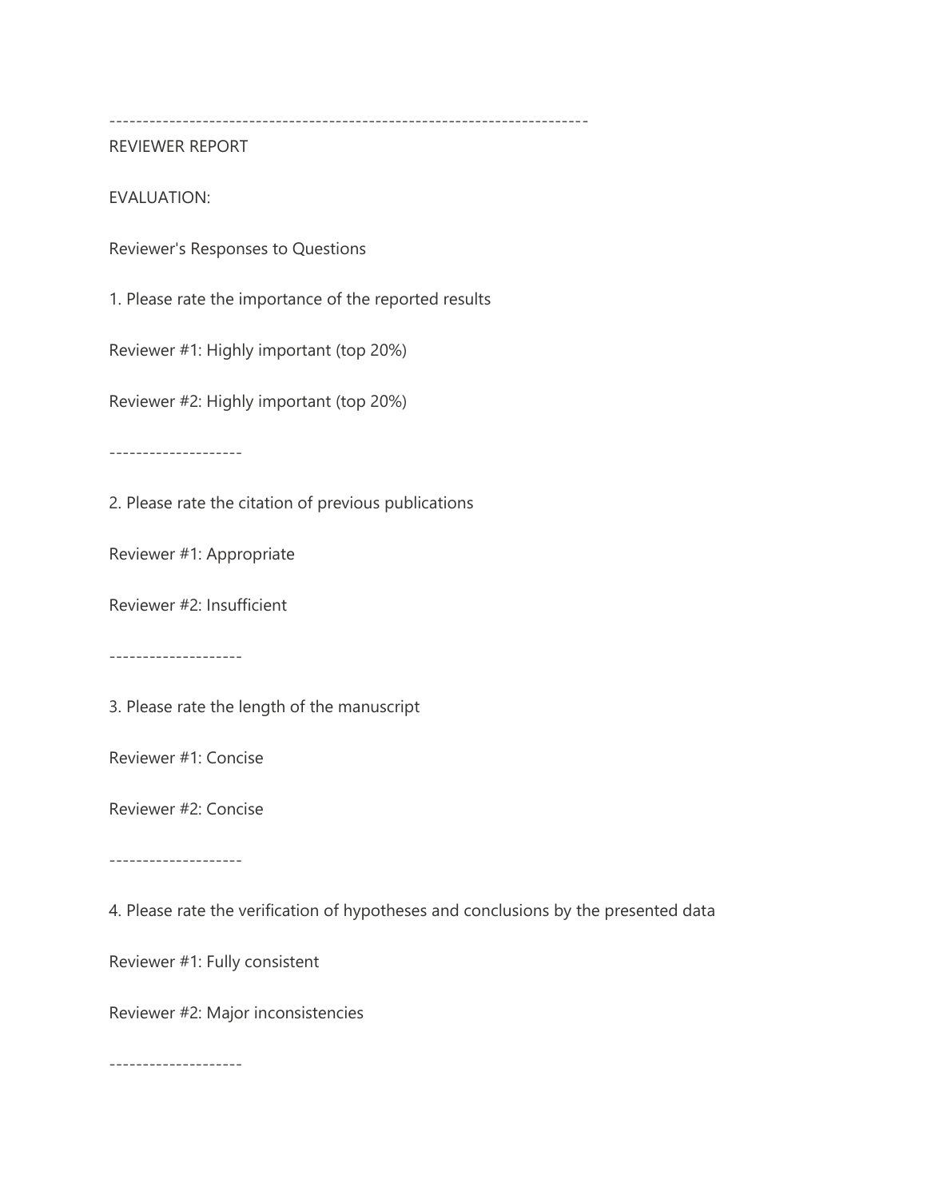-----------------------------------------------------------------------

REVIEWER REPORT

EVALUATION:

Reviewer's Responses to Questions

1. Please rate the importance of the reported results

Reviewer #1: Highly important (top 20%)

Reviewer #2: Highly important (top 20%)

--------------------

2. Please rate the citation of previous publications

Reviewer #1: Appropriate

Reviewer #2: Insufficient

--------------------

3. Please rate the length of the manuscript

Reviewer #1: Concise

Reviewer #2: Concise

--------------------

4. Please rate the verification of hypotheses and conclusions by the presented data

Reviewer #1: Fully consistent

Reviewer #2: Major inconsistencies

--------------------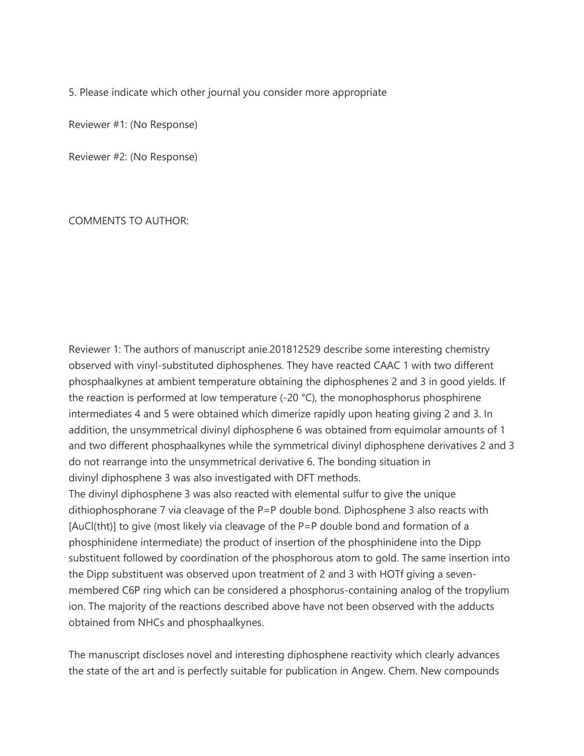5. Please indicate which other journal you consider more appropriate

Reviewer #1: (No Response)

Reviewer #2: (No Response)

COMMENTS TO AUTHOR:

Reviewer 1: The authors of manuscript anie.201812529 describe some interesting chemistry observed with vinyl-substituted diphosphenes. They have reacted CAAC 1 with two different phosphaalkynes at ambient temperature obtaining the diphosphenes 2 and 3 in good yields. If the reaction is performed at low temperature (-20 °C), the monophosphorus phosphirene intermediates 4 and 5 were obtained which dimerize rapidly upon heating giving 2 and 3. In addition, the unsymmetrical divinyl diphosphene 6 was obtained from equimolar amounts of 1 and two different phosphaalkynes while the symmetrical divinyl diphosphene derivatives 2 and 3 do not rearrange into the unsymmetrical derivative 6. The bonding situation in divinyl diphosphene 3 was also investigated with DFT methods.
The divinyl diphosphene 3 was also reacted with elemental sulfur to give the unique dithiophosphorane 7 via cleavage of the P=P double bond. Diphosphene 3 also reacts with [AuCl(tht)] to give (most likely via cleavage of the P=P double bond and formation of a phosphinidene intermediate) the product of insertion of the phosphinidene into the Dipp substituent followed by coordination of the phosphorous atom to gold. The same insertion into the Dipp substituent was observed upon treatment of 2 and 3 with HOTf giving a seven-membered C6P ring which can be considered a phosphorus-containing analog of the tropylium ion. The majority of the reactions described above have not been observed with the adducts obtained from NHCs and phosphaalkynes.

The manuscript discloses novel and interesting diphosphene reactivity which clearly advances the state of the art and is perfectly suitable for publication in Angew. Chem. New compounds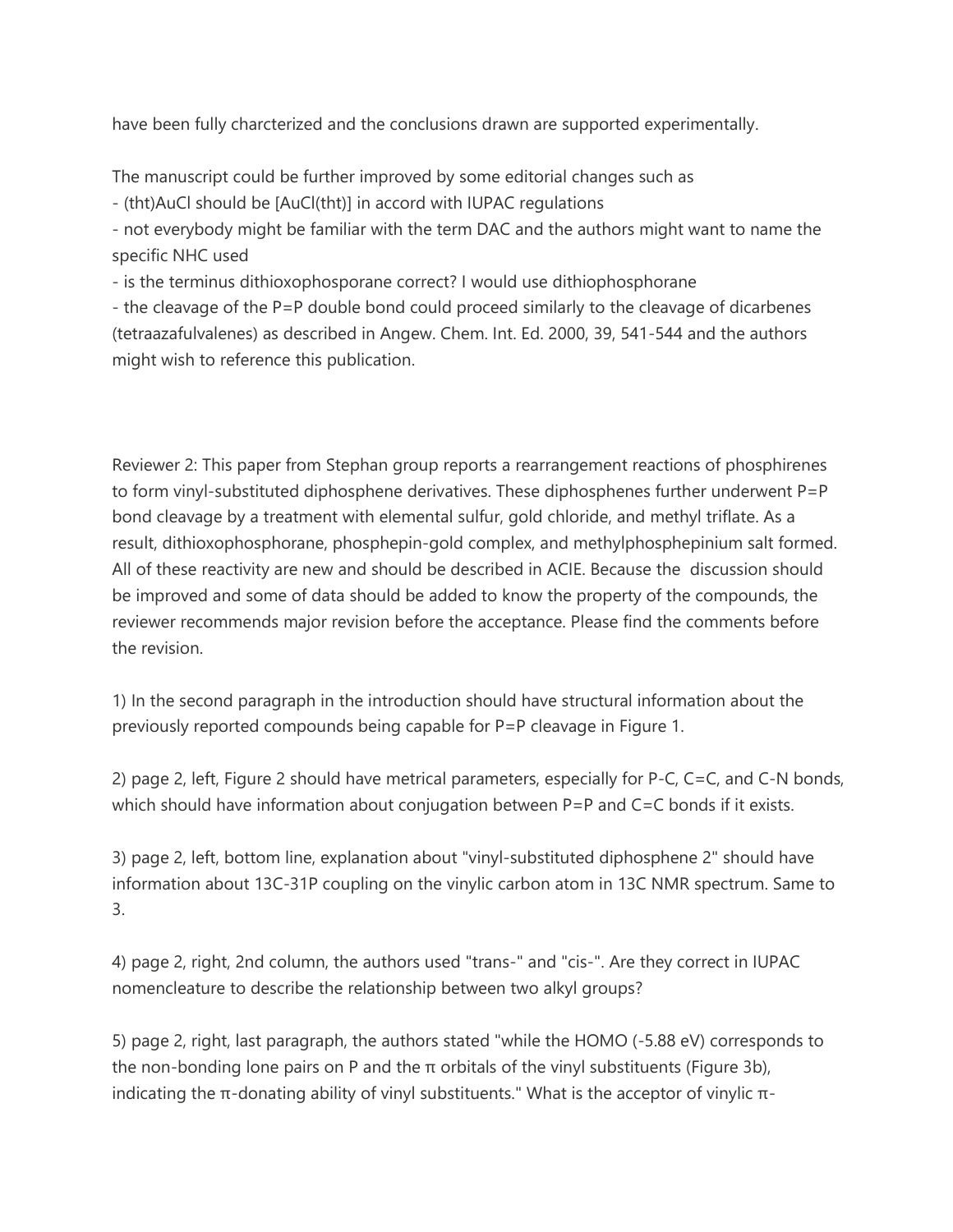have been fully charcterized and the conclusions drawn are supported experimentally.

The manuscript could be further improved by some editorial changes such as

- (tht)AuCl should be [AuCl(tht)] in accord with IUPAC regulations
- not everybody might be familiar with the term DAC and the authors might want to name the specific NHC used
- is the terminus dithioxophosporane correct? I would use dithiophosphorane
- the cleavage of the P=P double bond could proceed similarly to the cleavage of dicarbenes (tetraazafulvalenes) as described in Angew. Chem. Int. Ed. 2000, 39, 541-544 and the authors might wish to reference this publication.

Reviewer 2: This paper from Stephan group reports a rearrangement reactions of phosphirenes to form vinyl-substituted diphosphene derivatives. These diphosphenes further underwent P=P bond cleavage by a treatment with elemental sulfur, gold chloride, and methyl triflate. As a result, dithioxophosphorane, phosphepin-gold complex, and methylphosphepinium salt formed. All of these reactivity are new and should be described in ACIE. Because the discussion should be improved and some of data should be added to know the property of the compounds, the reviewer recommends major revision before the acceptance. Please find the comments before the revision.

1) In the second paragraph in the introduction should have structural information about the previously reported compounds being capable for P=P cleavage in Figure 1.

2) page 2, left, Figure 2 should have metrical parameters, especially for P-C, C=C, and C-N bonds, which should have information about conjugation between P=P and C=C bonds if it exists.

3) page 2, left, bottom line, explanation about "vinyl-substituted diphosphene 2" should have information about 13C-31P coupling on the vinylic carbon atom in 13C NMR spectrum. Same to 3.

4) page 2, right, 2nd column, the authors used "trans-" and "cis-". Are they correct in IUPAC nomencleature to describe the relationship between two alkyl groups?

5) page 2, right, last paragraph, the authors stated "while the HOMO (-5.88 eV) corresponds to the non-bonding lone pairs on P and the π orbitals of the vinyl substituents (Figure 3b), indicating the π-donating ability of vinyl substituents." What is the acceptor of vinylic π-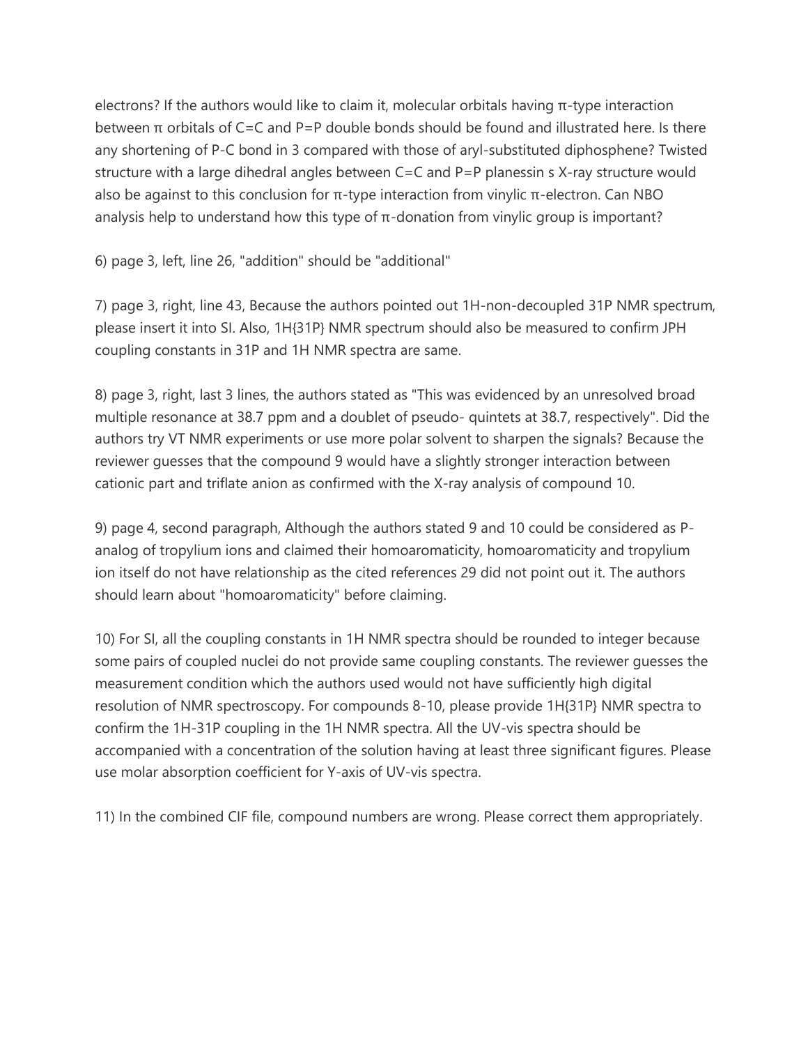electrons? If the authors would like to claim it, molecular orbitals having π-type interaction between π orbitals of C=C and P=P double bonds should be found and illustrated here. Is there any shortening of P-C bond in 3 compared with those of aryl-substituted diphosphene? Twisted structure with a large dihedral angles between C=C and P=P planessin s X-ray structure would also be against to this conclusion for π-type interaction from vinylic π-electron. Can NBO analysis help to understand how this type of π-donation from vinylic group is important?

6) page 3, left, line 26, "addition" should be "additional"

7) page 3, right, line 43, Because the authors pointed out 1H-non-decoupled 31P NMR spectrum, please insert it into SI. Also, 1H{31P} NMR spectrum should also be measured to confirm JPH coupling constants in 31P and 1H NMR spectra are same.

8) page 3, right, last 3 lines, the authors stated as "This was evidenced by an unresolved broad multiple resonance at 38.7 ppm and a doublet of pseudo- quintets at 38.7, respectively". Did the authors try VT NMR experiments or use more polar solvent to sharpen the signals? Because the reviewer guesses that the compound 9 would have a slightly stronger interaction between cationic part and triflate anion as confirmed with the X-ray analysis of compound 10.

9) page 4, second paragraph, Although the authors stated 9 and 10 could be considered as P-analog of tropylium ions and claimed their homoaromaticity, homoaromaticity and tropylium ion itself do not have relationship as the cited references 29 did not point out it. The authors should learn about "homoaromaticity" before claiming.

10) For SI, all the coupling constants in 1H NMR spectra should be rounded to integer because some pairs of coupled nuclei do not provide same coupling constants. The reviewer guesses the measurement condition which the authors used would not have sufficiently high digital resolution of NMR spectroscopy. For compounds 8-10, please provide 1H{31P} NMR spectra to confirm the 1H-31P coupling in the 1H NMR spectra. All the UV-vis spectra should be accompanied with a concentration of the solution having at least three significant figures. Please use molar absorption coefficient for Y-axis of UV-vis spectra.

11) In the combined CIF file, compound numbers are wrong. Please correct them appropriately.